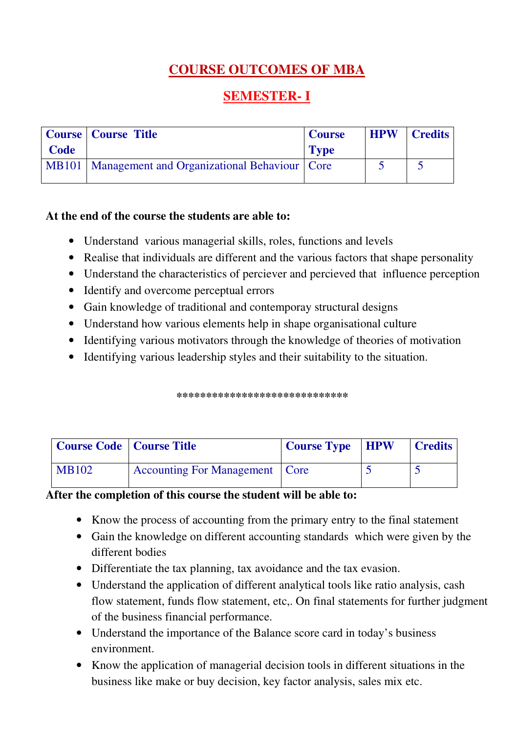# COURSE OUTCOMES OF MBA

## SEMESTER- I

| Course Code | Course Title | Course Type | HPW | Credits |
|---|---|---|---|---|
| MB101 | Management and Organizational Behaviour | Core | 5 | 5 |

**At the end of the course the students are able to:**

- Understand various managerial skills, roles, functions and levels
- Realise that individuals are different and the various factors that shape personality
- Understand the characteristics of perciever and percieved that influence perception
- Identify and overcome perceptual errors
- Gain knowledge of traditional and contemporay structural designs
- Understand how various elements help in shape organisational culture
- Identifying various motivators through the knowledge of theories of motivation
- Identifying various leadership styles and their suitability to the situation.

****************************

| Course Code | Course Title | Course Type | HPW | Credits |
|---|---|---|---|---|
| MB102 | Accounting For Management | Core | 5 | 5 |

**After the completion of this course the student will be able to:**

- Know the process of accounting from the primary entry to the final statement
- Gain the knowledge on different accounting standards which were given by the different bodies
- Differentiate the tax planning, tax avoidance and the tax evasion.
- Understand the application of different analytical tools like ratio analysis, cash flow statement, funds flow statement, etc,. On final statements for further judgment of the business financial performance.
- Understand the importance of the Balance score card in today's business environment.
- Know the application of managerial decision tools in different situations in the business like make or buy decision, key factor analysis, sales mix etc.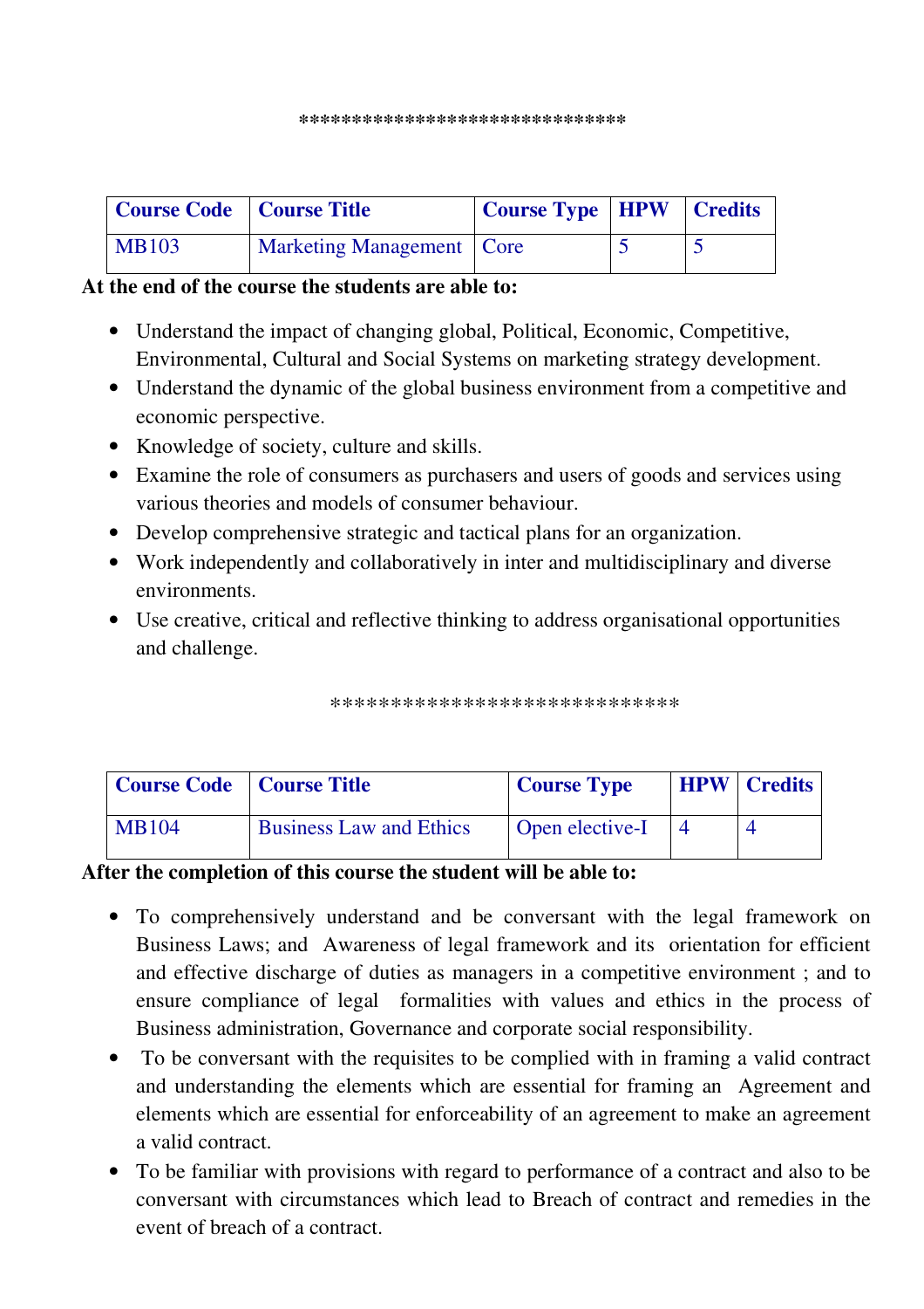******************************

| Course Code | Course Title | Course Type | HPW | Credits |
|---|---|---|---|---|
| MB103 | Marketing Management | Core | 5 | 5 |

**At the end of the course the students are able to:**

- Understand the impact of changing global, Political, Economic, Competitive, Environmental, Cultural and Social Systems on marketing strategy development.
- Understand the dynamic of the global business environment from a competitive and economic perspective.
- Knowledge of society, culture and skills.
- Examine the role of consumers as purchasers and users of goods and services using various theories and models of consumer behaviour.
- Develop comprehensive strategic and tactical plans for an organization.
- Work independently and collaboratively in inter and multidisciplinary and diverse environments.
- Use creative, critical and reflective thinking to address organisational opportunities and challenge.

****************************

| Course Code | Course Title | Course Type | HPW | Credits |
|---|---|---|---|---|
| MB104 | Business Law and Ethics | Open elective-I | 4 | 4 |

**After the completion of this course the student will be able to:**

- To comprehensively understand and be conversant with the legal framework on Business Laws; and Awareness of legal framework and its orientation for efficient and effective discharge of duties as managers in a competitive environment ; and to ensure compliance of legal formalities with values and ethics in the process of Business administration, Governance and corporate social responsibility.
- To be conversant with the requisites to be complied with in framing a valid contract and understanding the elements which are essential for framing an Agreement and elements which are essential for enforceability of an agreement to make an agreement a valid contract.
- To be familiar with provisions with regard to performance of a contract and also to be conversant with circumstances which lead to Breach of contract and remedies in the event of breach of a contract.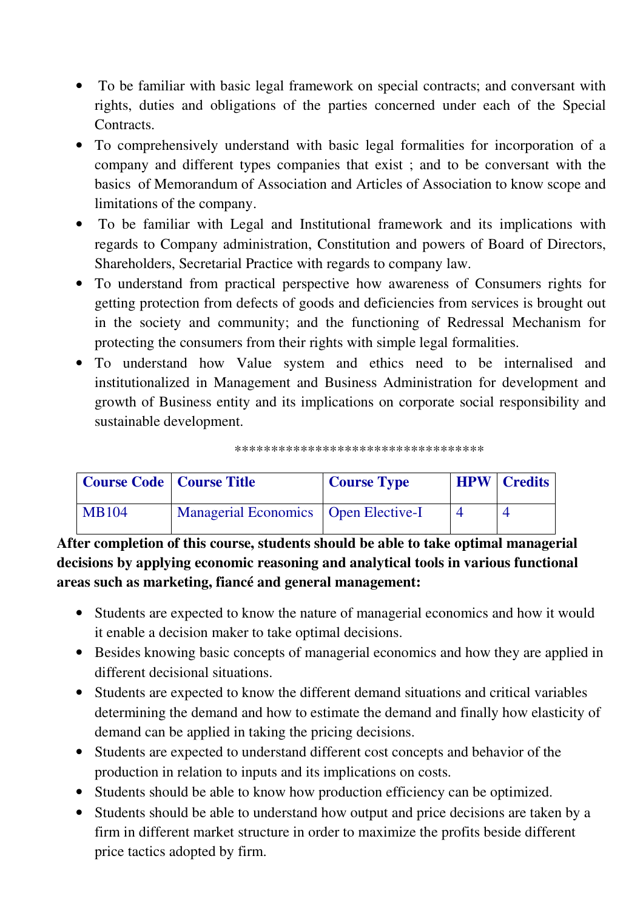- To be familiar with basic legal framework on special contracts; and conversant with rights, duties and obligations of the parties concerned under each of the Special Contracts.
- To comprehensively understand with basic legal formalities for incorporation of a company and different types companies that exist ; and to be conversant with the basics of Memorandum of Association and Articles of Association to know scope and limitations of the company.
- To be familiar with Legal and Institutional framework and its implications with regards to Company administration, Constitution and powers of Board of Directors, Shareholders, Secretarial Practice with regards to company law.
- To understand from practical perspective how awareness of Consumers rights for getting protection from defects of goods and deficiencies from services is brought out in the society and community; and the functioning of Redressal Mechanism for protecting the consumers from their rights with simple legal formalities.
- To understand how Value system and ethics need to be internalised and institutionalized in Management and Business Administration for development and growth of Business entity and its implications on corporate social responsibility and sustainable development.

*********************************

| Course Code | Course Title | Course Type | HPW | Credits |
|---|---|---|---|---|
| MB104 | Managerial Economics | Open Elective-I | 4 | 4 |

**After completion of this course, students should be able to take optimal managerial decisions by applying economic reasoning and analytical tools in various functional areas such as marketing, fiancé and general management:**

- Students are expected to know the nature of managerial economics and how it would it enable a decision maker to take optimal decisions.
- Besides knowing basic concepts of managerial economics and how they are applied in different decisional situations.
- Students are expected to know the different demand situations and critical variables determining the demand and how to estimate the demand and finally how elasticity of demand can be applied in taking the pricing decisions.
- Students are expected to understand different cost concepts and behavior of the production in relation to inputs and its implications on costs.
- Students should be able to know how production efficiency can be optimized.
- Students should be able to understand how output and price decisions are taken by a firm in different market structure in order to maximize the profits beside different price tactics adopted by firm.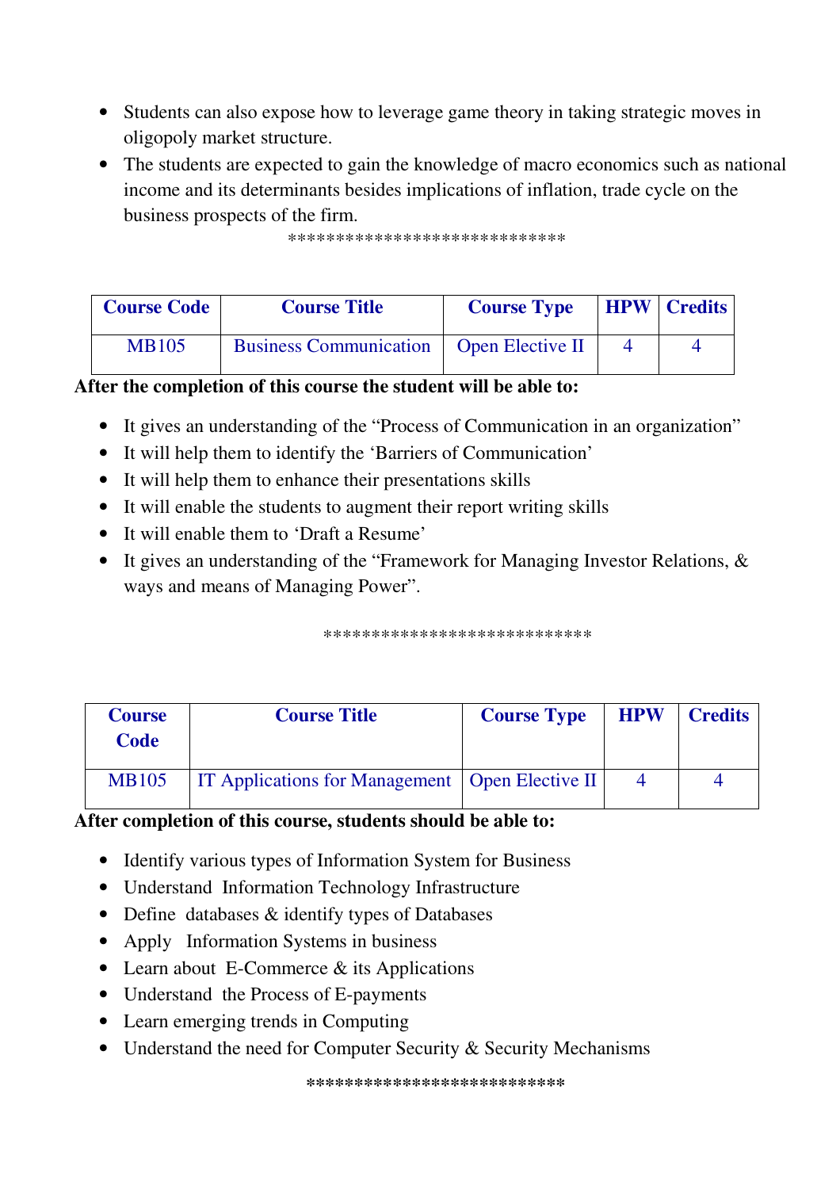- Students can also expose how to leverage game theory in taking strategic moves in oligopoly market structure.
- The students are expected to gain the knowledge of macro economics such as national income and its determinants besides implications of inflation, trade cycle on the business prospects of the firm.

****************************

| Course Code | Course Title | Course Type | HPW | Credits |
|---|---|---|---|---|
| MB105 | Business Communication | Open Elective II | 4 | 4 |

**After the completion of this course the student will be able to:**

- It gives an understanding of the "Process of Communication in an organization"
- It will help them to identify the 'Barriers of Communication'
- It will help them to enhance their presentations skills
- It will enable the students to augment their report writing skills
- It will enable them to 'Draft a Resume'
- It gives an understanding of the "Framework for Managing Investor Relations, & ways and means of Managing Power".

***************************

| Course Code | Course Title | Course Type | HPW | Credits |
|---|---|---|---|---|
| MB105 | IT Applications for Management | Open Elective II | 4 | 4 |

**After completion of this course, students should be able to:**

- Identify various types of Information System for Business
- Understand Information Technology Infrastructure
- Define databases & identify types of Databases
- Apply Information Systems in business
- Learn about E-Commerce & its Applications
- Understand the Process of E-payments
- Learn emerging trends in Computing
- Understand the need for Computer Security & Security Mechanisms

**************************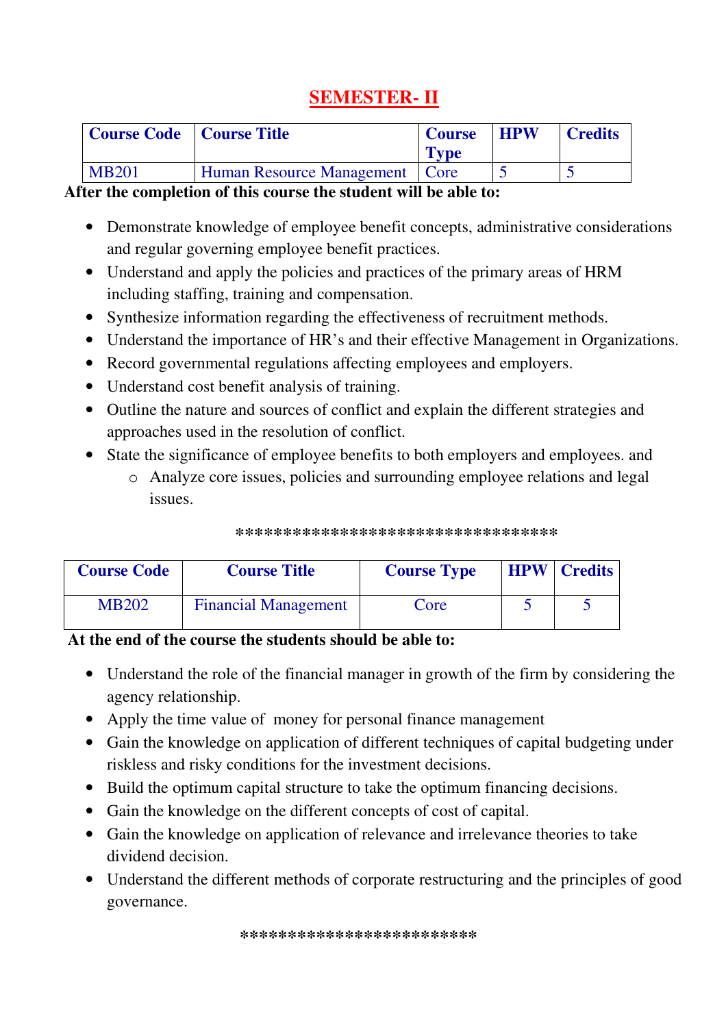# SEMESTER- II

| Course Code | Course Title | Course Type | HPW | Credits |
|---|---|---|---|---|
| MB201 | Human Resource Management | Core | 5 | 5 |

**After the completion of this course the student will be able to:**

- Demonstrate knowledge of employee benefit concepts, administrative considerations and regular governing employee benefit practices.
- Understand and apply the policies and practices of the primary areas of HRM including staffing, training and compensation.
- Synthesize information regarding the effectiveness of recruitment methods.
- Understand the importance of HR's and their effective Management in Organizations.
- Record governmental regulations affecting employees and employers.
- Understand cost benefit analysis of training.
- Outline the nature and sources of conflict and explain the different strategies and approaches used in the resolution of conflict.
- State the significance of employee benefits to both employers and employees. and
  - Analyze core issues, policies and surrounding employee relations and legal issues.

*********************************

| Course Code | Course Title | Course Type | HPW | Credits |
|---|---|---|---|---|
| MB202 | Financial Management | Core | 5 | 5 |

**At the end of the course the students should be able to:**

- Understand the role of the financial manager in growth of the firm by considering the agency relationship.
- Apply the time value of money for personal finance management
- Gain the knowledge on application of different techniques of capital budgeting under riskless and risky conditions for the investment decisions.
- Build the optimum capital structure to take the optimum financing decisions.
- Gain the knowledge on the different concepts of cost of capital.
- Gain the knowledge on application of relevance and irrelevance theories to take dividend decision.
- Understand the different methods of corporate restructuring and the principles of good governance.

************************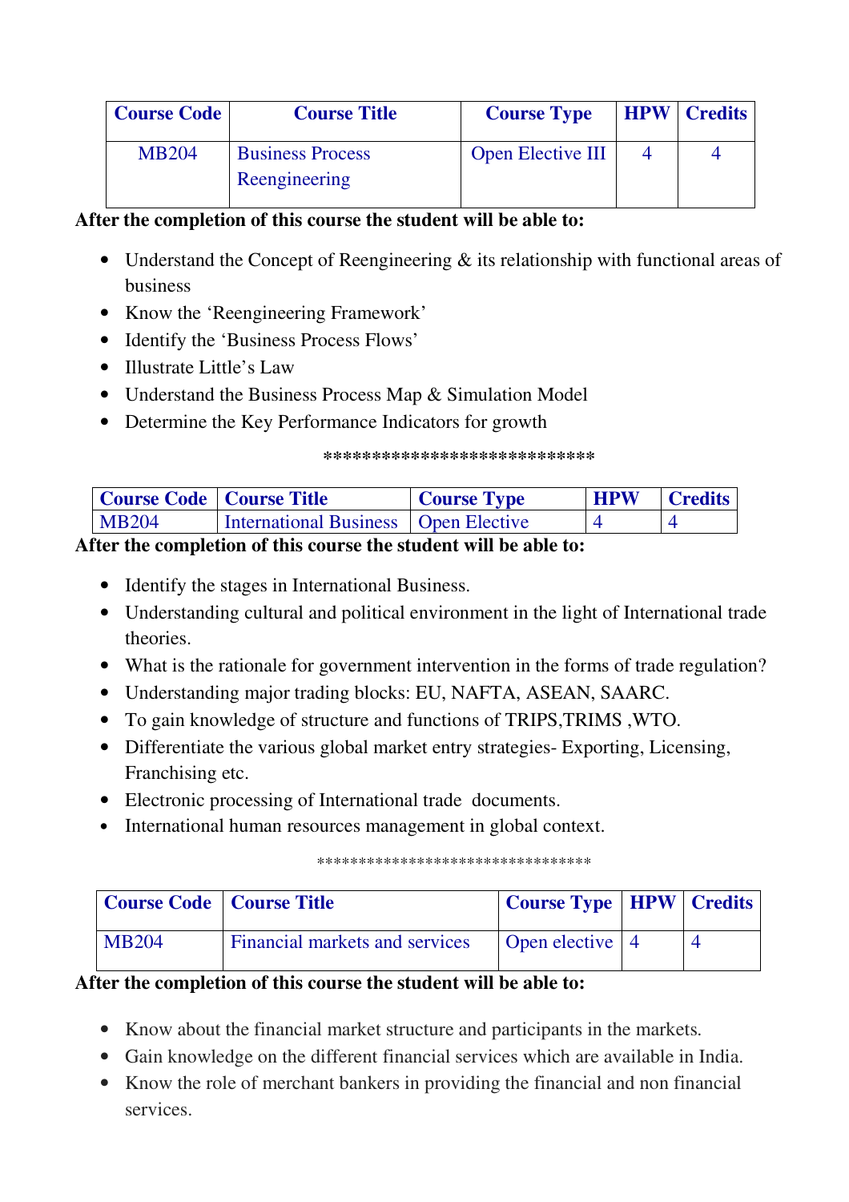| Course Code | Course Title | Course Type | HPW | Credits |
|---|---|---|---|---|
| MB204 | Business Process Reengineering | Open Elective III | 4 | 4 |

**After the completion of this course the student will be able to:**

- Understand the Concept of Reengineering & its relationship with functional areas of business
- Know the 'Reengineering Framework'
- Identify the 'Business Process Flows'
- Illustrate Little's Law
- Understand the Business Process Map & Simulation Model
- Determine the Key Performance Indicators for growth

****************************

| Course Code | Course Title | Course Type | HPW | Credits |
|---|---|---|---|---|
| MB204 | International Business | Open Elective | 4 | 4 |

**After the completion of this course the student will be able to:**

- Identify the stages in International Business.
- Understanding cultural and political environment in the light of International trade theories.
- What is the rationale for government intervention in the forms of trade regulation?
- Understanding major trading blocks: EU, NAFTA, ASEAN, SAARC.
- To gain knowledge of structure and functions of TRIPS,TRIMS ,WTO.
- Differentiate the various global market entry strategies- Exporting, Licensing, Franchising etc.
- Electronic processing of International trade documents.
- International human resources management in global context.

********************************

| Course Code | Course Title | Course Type | HPW | Credits |
|---|---|---|---|---|
| MB204 | Financial markets and services | Open elective | 4 | 4 |

**After the completion of this course the student will be able to:**

- Know about the financial market structure and participants in the markets.
- Gain knowledge on the different financial services which are available in India.
- Know the role of merchant bankers in providing the financial and non financial services.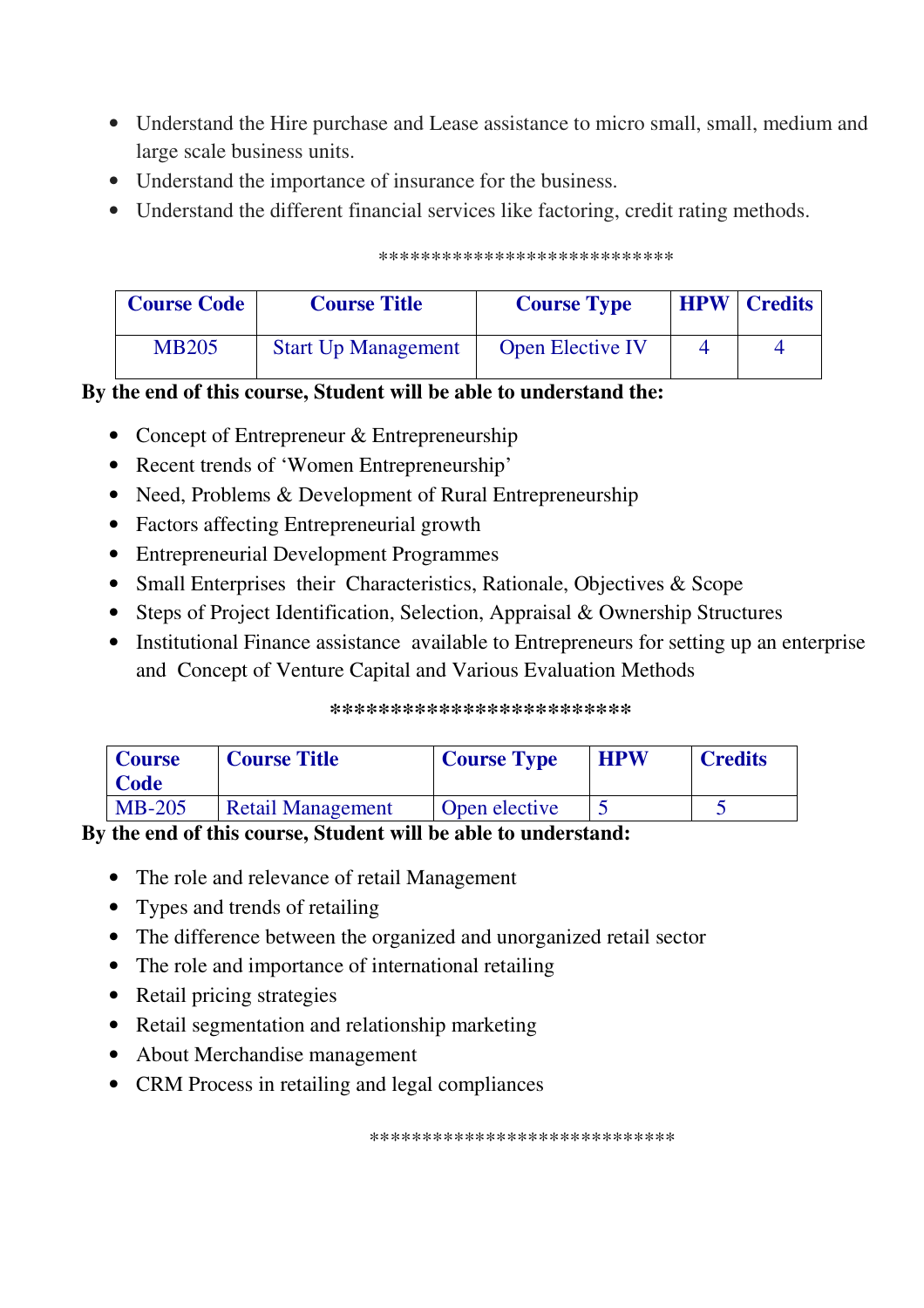- Understand the Hire purchase and Lease assistance to micro small, small, medium and large scale business units.
- Understand the importance of insurance for the business.
- Understand the different financial services like factoring, credit rating methods.

***************************

| Course Code | Course Title | Course Type | HPW | Credits |
|---|---|---|---|---|
| MB205 | Start Up Management | Open Elective IV | 4 | 4 |

**By the end of this course, Student will be able to understand the:**

- Concept of Entrepreneur & Entrepreneurship
- Recent trends of 'Women Entrepreneurship'
- Need, Problems & Development of Rural Entrepreneurship
- Factors affecting Entrepreneurial growth
- Entrepreneurial Development Programmes
- Small Enterprises their Characteristics, Rationale, Objectives & Scope
- Steps of Project Identification, Selection, Appraisal & Ownership Structures
- Institutional Finance assistance available to Entrepreneurs for setting up an enterprise and Concept of Venture Capital and Various Evaluation Methods

************************

| Course Code | Course Title | Course Type | HPW | Credits |
|---|---|---|---|---|
| MB-205 | Retail Management | Open elective | 5 | 5 |

**By the end of this course, Student will be able to understand:**

- The role and relevance of retail Management
- Types and trends of retailing
- The difference between the organized and unorganized retail sector
- The role and importance of international retailing
- Retail pricing strategies
- Retail segmentation and relationship marketing
- About Merchandise management
- CRM Process in retailing and legal compliances

*****************************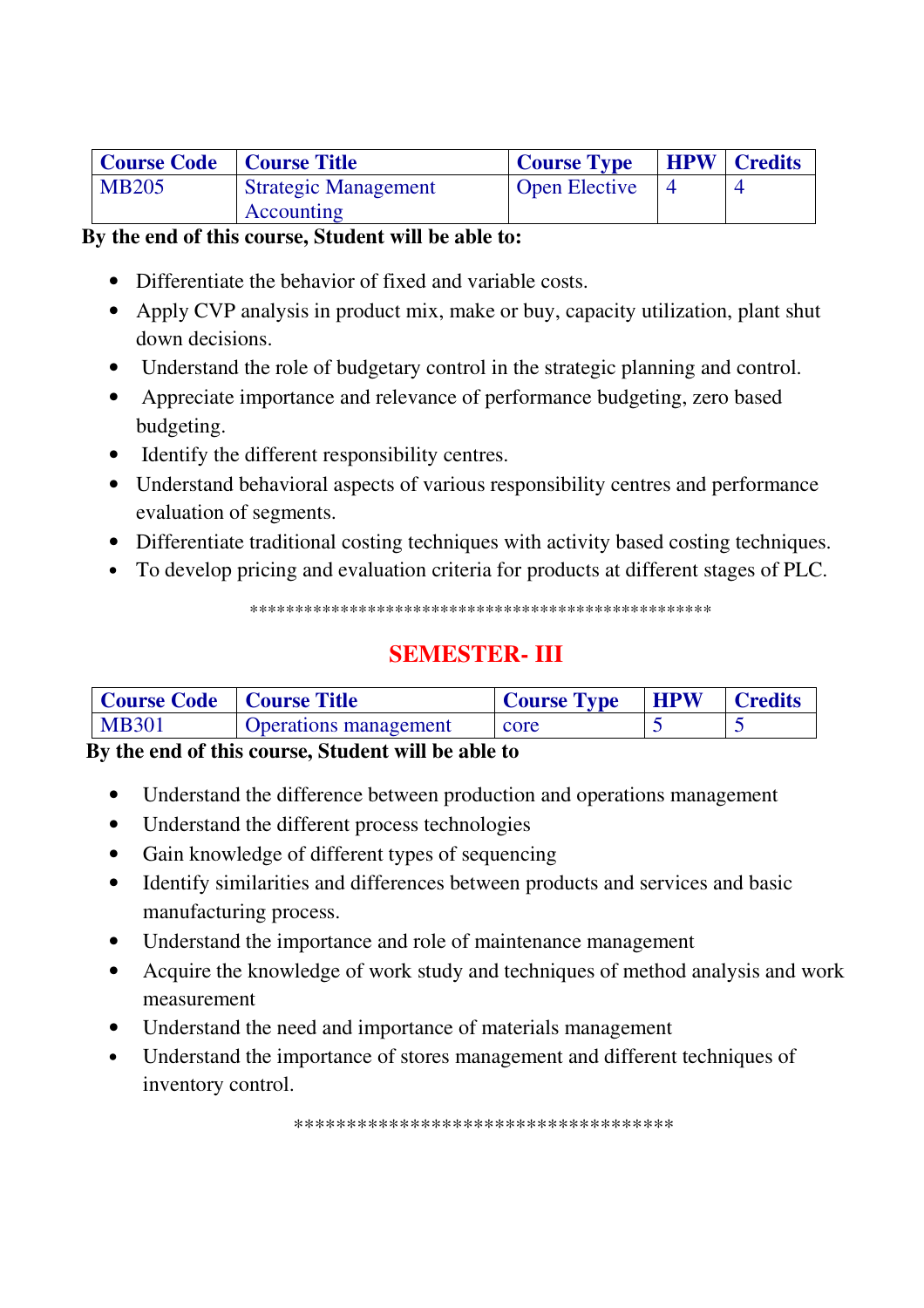| Course Code | Course Title | Course Type | HPW | Credits |
|---|---|---|---|---|
| MB205 | Strategic Management Accounting | Open Elective | 4 | 4 |

**By the end of this course, Student will be able to:**

- Differentiate the behavior of fixed and variable costs.
- Apply CVP analysis in product mix, make or buy, capacity utilization, plant shut down decisions.
- Understand the role of budgetary control in the strategic planning and control.
- Appreciate importance and relevance of performance budgeting, zero based budgeting.
- Identify the different responsibility centres.
- Understand behavioral aspects of various responsibility centres and performance evaluation of segments.
- Differentiate traditional costing techniques with activity based costing techniques.
- To develop pricing and evaluation criteria for products at different stages of PLC.

\*\*\*\*\*\*\*\*\*\*\*\*\*\*\*\*\*\*\*\*\*\*\*\*\*\*\*\*\*\*\*\*\*\*\*\*\*\*\*\*\*\*\*\*\*\*\*\*\*\*\*\*\*\*\*\*

# SEMESTER- III

| Course Code | Course Title | Course Type | HPW | Credits |
|---|---|---|---|---|
| MB301 | Operations management | core | 5 | 5 |

**By the end of this course, Student will be able to**

- Understand the difference between production and operations management
- Understand the different process technologies
- Gain knowledge of different types of sequencing
- Identify similarities and differences between products and services and basic manufacturing process.
- Understand the importance and role of maintenance management
- Acquire the knowledge of work study and techniques of method analysis and work measurement
- Understand the need and importance of materials management
- Understand the importance of stores management and different techniques of inventory control.

\*\*\*\*\*\*\*\*\*\*\*\*\*\*\*\*\*\*\*\*\*\*\*\*\*\*\*\*\*\*\*\*\*\*\*\*\*\*\*\*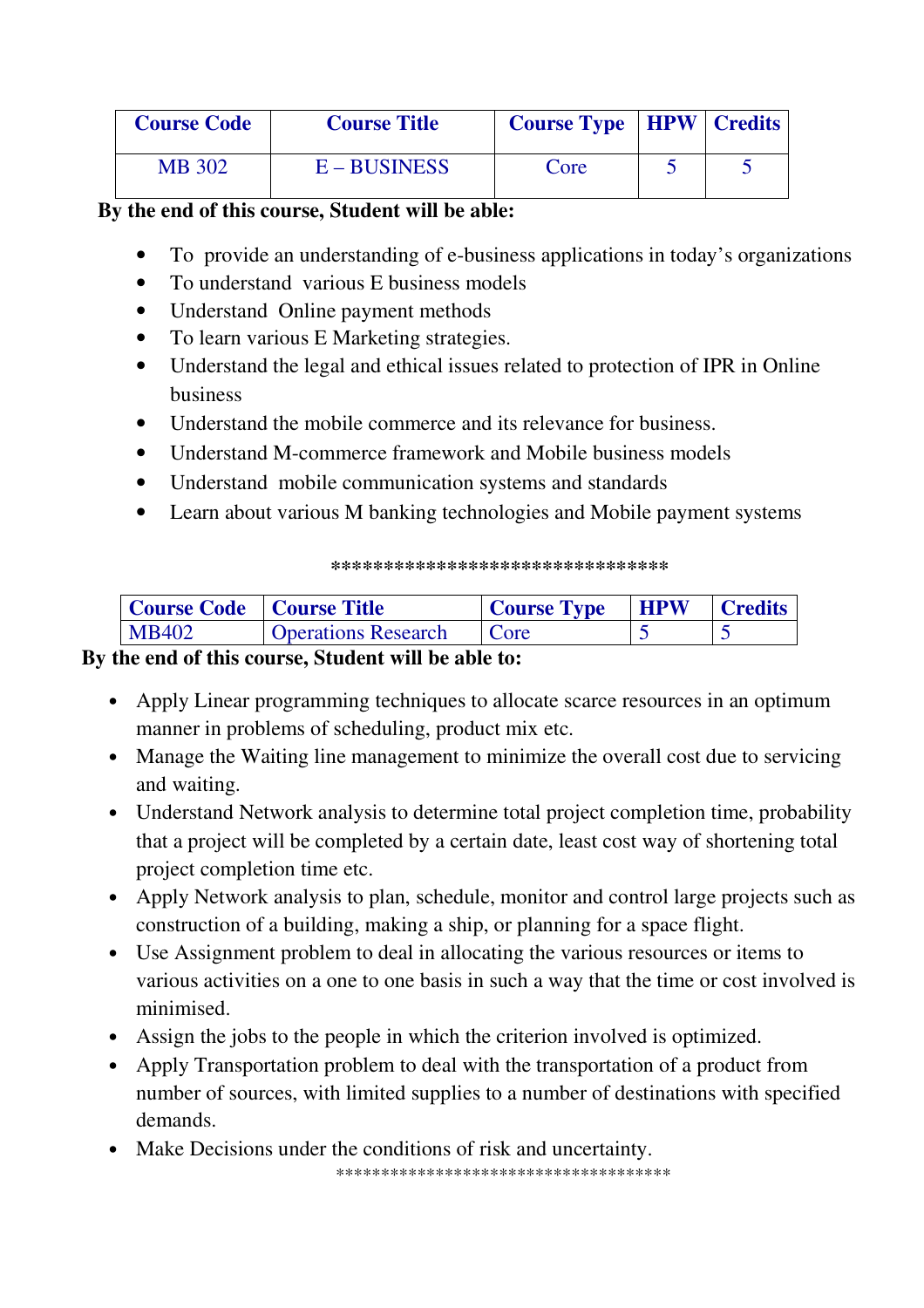| Course Code | Course Title | Course Type | HPW | Credits |
|---|---|---|---|---|
| MB 302 | E – BUSINESS | Core | 5 | 5 |

**By the end of this course, Student will be able:**

- To provide an understanding of e-business applications in today's organizations
- To understand various E business models
- Understand Online payment methods
- To learn various E Marketing strategies.
- Understand the legal and ethical issues related to protection of IPR in Online business
- Understand the mobile commerce and its relevance for business.
- Understand M-commerce framework and Mobile business models
- Understand mobile communication systems and standards
- Learn about various M banking technologies and Mobile payment systems

********************************

| Course Code | Course Title | Course Type | HPW | Credits |
|---|---|---|---|---|
| MB402 | Operations Research | Core | 5 | 5 |

**By the end of this course, Student will be able to:**

- Apply Linear programming techniques to allocate scarce resources in an optimum manner in problems of scheduling, product mix etc.
- Manage the Waiting line management to minimize the overall cost due to servicing and waiting.
- Understand Network analysis to determine total project completion time, probability that a project will be completed by a certain date, least cost way of shortening total project completion time etc.
- Apply Network analysis to plan, schedule, monitor and control large projects such as construction of a building, making a ship, or planning for a space flight.
- Use Assignment problem to deal in allocating the various resources or items to various activities on a one to one basis in such a way that the time or cost involved is minimised.
- Assign the jobs to the people in which the criterion involved is optimized.
- Apply Transportation problem to deal with the transportation of a product from number of sources, with limited supplies to a number of destinations with specified demands.
- Make Decisions under the conditions of risk and uncertainty.

************************************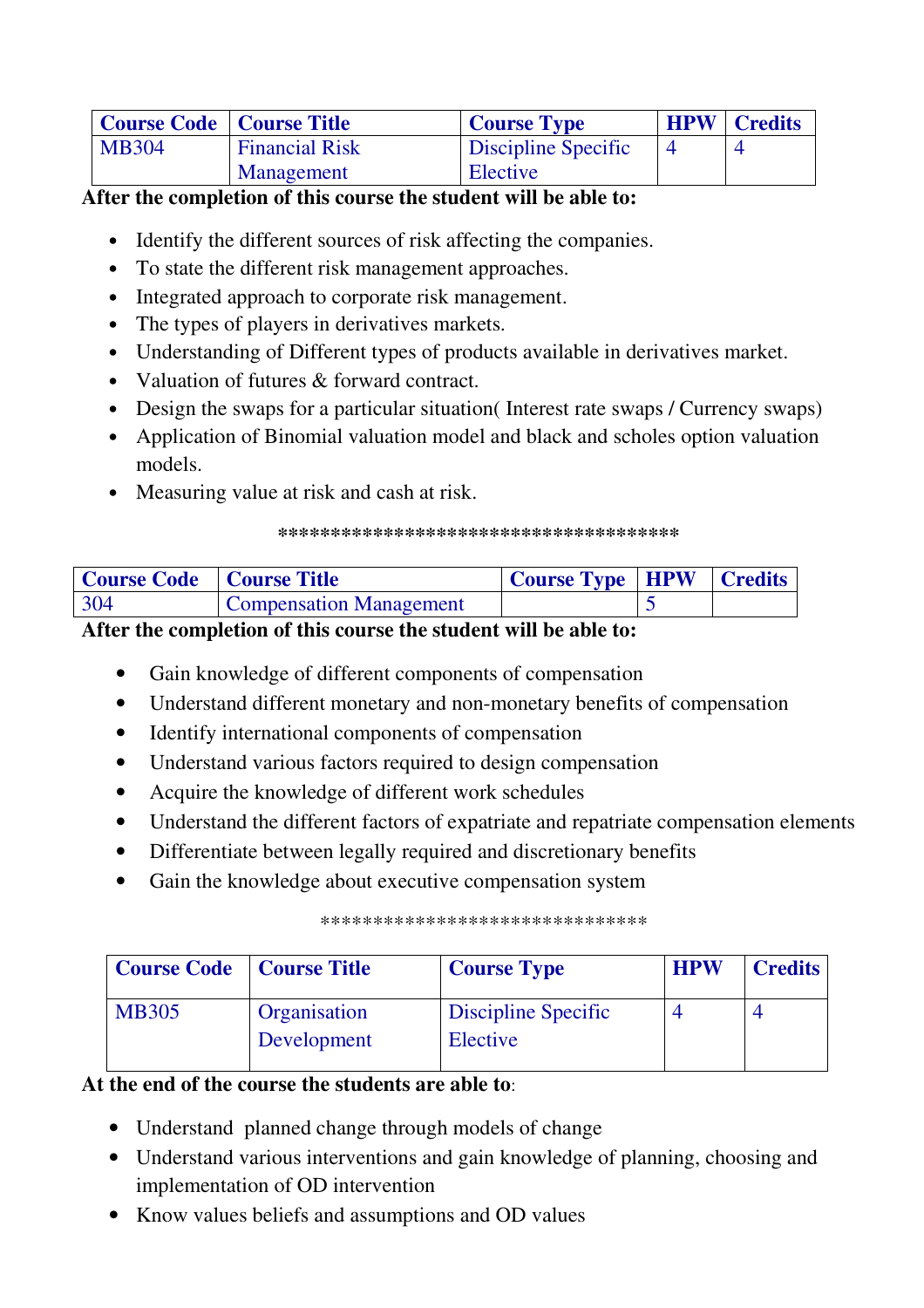| Course Code | Course Title | Course Type | HPW | Credits |
|---|---|---|---|---|
| MB304 | Financial Risk Management | Discipline Specific Elective | 4 | 4 |

**After the completion of this course the student will be able to:**

- Identify the different sources of risk affecting the companies.
- To state the different risk management approaches.
- Integrated approach to corporate risk management.
- The types of players in derivatives markets.
- Understanding of Different types of products available in derivatives market.
- Valuation of futures & forward contract.
- Design the swaps for a particular situation( Interest rate swaps / Currency swaps)
- Application of Binomial valuation model and black and scholes option valuation models.
- Measuring value at risk and cash at risk.

**************************************

| Course Code | Course Title | Course Type | HPW | Credits |
|---|---|---|---|---|
| 304 | Compensation Management | | 5 | |

**After the completion of this course the student will be able to:**

- Gain knowledge of different components of compensation
- Understand different monetary and non-monetary benefits of compensation
- Identify international components of compensation
- Understand various factors required to design compensation
- Acquire the knowledge of different work schedules
- Understand the different factors of expatriate and repatriate compensation elements
- Differentiate between legally required and discretionary benefits
- Gain the knowledge about executive compensation system

******************************

| Course Code | Course Title | Course Type | HPW | Credits |
|---|---|---|---|---|
| MB305 | Organisation Development | Discipline Specific Elective | 4 | 4 |

**At the end of the course the students are able to**:

- Understand planned change through models of change
- Understand various interventions and gain knowledge of planning, choosing and implementation of OD intervention
- Know values beliefs and assumptions and OD values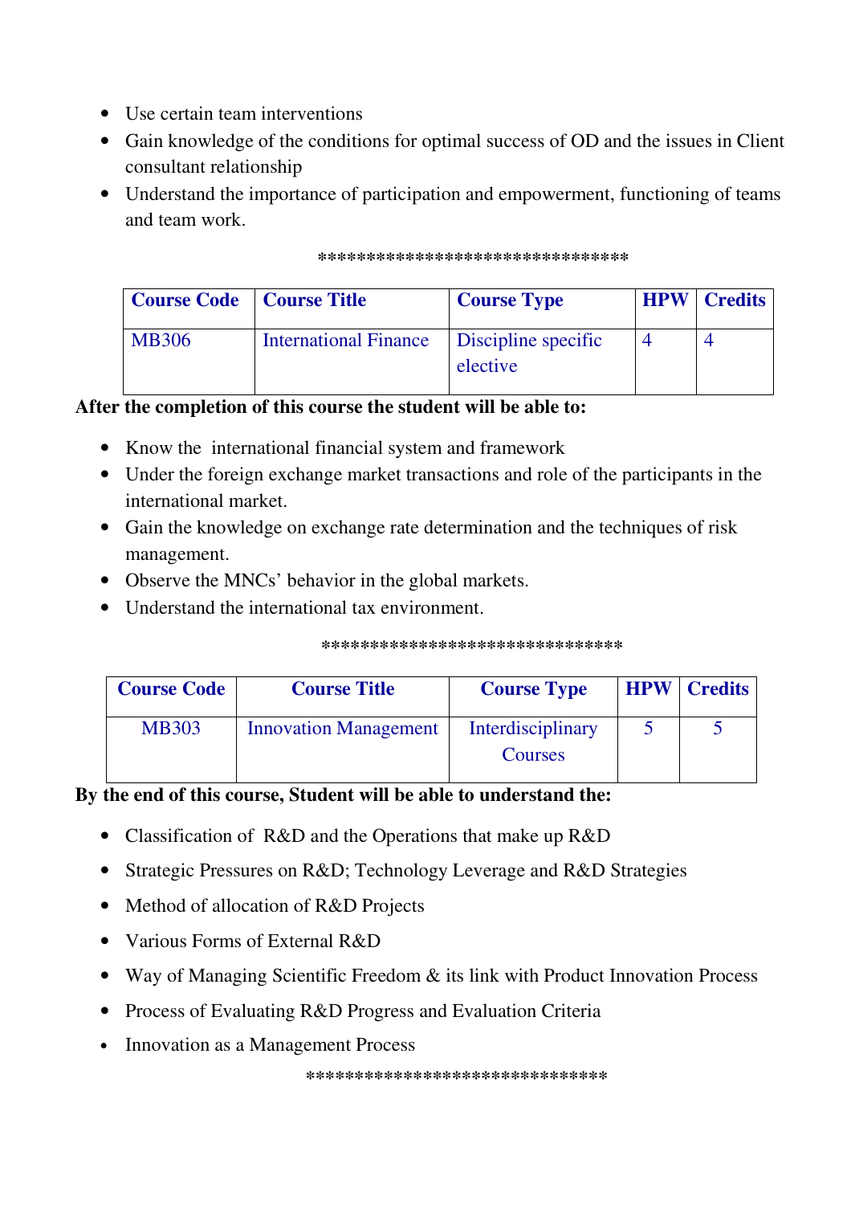- Use certain team interventions
- Gain knowledge of the conditions for optimal success of OD and the issues in Client consultant relationship
- Understand the importance of participation and empowerment, functioning of teams and team work.

*******************************

| Course Code | Course Title | Course Type | HPW | Credits |
|---|---|---|---|---|
| MB306 | International Finance | Discipline specific elective | 4 | 4 |

**After the completion of this course the student will be able to:**

- Know the international financial system and framework
- Under the foreign exchange market transactions and role of the participants in the international market.
- Gain the knowledge on exchange rate determination and the techniques of risk management.
- Observe the MNCs' behavior in the global markets.
- Understand the international tax environment.

******************************

| Course Code | Course Title | Course Type | HPW | Credits |
|---|---|---|---|---|
| MB303 | Innovation Management | Interdisciplinary Courses | 5 | 5 |

**By the end of this course, Student will be able to understand the:**

- Classification of R&D and the Operations that make up R&D
- Strategic Pressures on R&D; Technology Leverage and R&D Strategies
- Method of allocation of R&D Projects
- Various Forms of External R&D
- Way of Managing Scientific Freedom & its link with Product Innovation Process
- Process of Evaluating R&D Progress and Evaluation Criteria
- Innovation as a Management Process

******************************